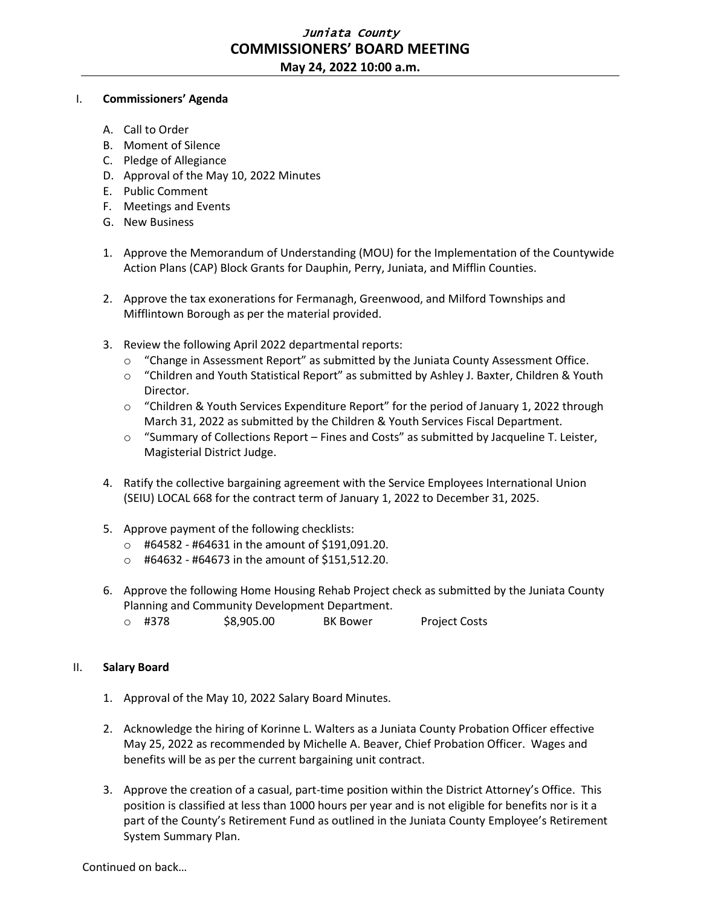*Juniata County*

# COMMISSIONERS' BOARD MEETING

**May 24, 2022 10:00 a.m.**

## I. Commissioners' Agenda

A. Call to Order
B. Moment of Silence
C. Pledge of Allegiance
D. Approval of the May 10, 2022 Minutes
E. Public Comment
F. Meetings and Events
G. New Business

1. Approve the Memorandum of Understanding (MOU) for the Implementation of the Countywide Action Plans (CAP) Block Grants for Dauphin, Perry, Juniata, and Mifflin Counties.

2. Approve the tax exonerations for Fermanagh, Greenwood, and Milford Townships and Mifflintown Borough as per the material provided.

3. Review the following April 2022 departmental reports:
   - "Change in Assessment Report" as submitted by the Juniata County Assessment Office.
   - "Children and Youth Statistical Report" as submitted by Ashley J. Baxter, Children & Youth Director.
   - "Children & Youth Services Expenditure Report" for the period of January 1, 2022 through March 31, 2022 as submitted by the Children & Youth Services Fiscal Department.
   - "Summary of Collections Report – Fines and Costs" as submitted by Jacqueline T. Leister, Magisterial District Judge.

4. Ratify the collective bargaining agreement with the Service Employees International Union (SEIU) LOCAL 668 for the contract term of January 1, 2022 to December 31, 2025.

5. Approve payment of the following checklists:
   - #64582 - #64631 in the amount of $191,091.20.
   - #64632 - #64673 in the amount of $151,512.20.

6. Approve the following Home Housing Rehab Project check as submitted by the Juniata County Planning and Community Development Department.
   - #378 $8,905.00 BK Bower Project Costs

## II. Salary Board

1. Approval of the May 10, 2022 Salary Board Minutes.

2. Acknowledge the hiring of Korinne L. Walters as a Juniata County Probation Officer effective May 25, 2022 as recommended by Michelle A. Beaver, Chief Probation Officer. Wages and benefits will be as per the current bargaining unit contract.

3. Approve the creation of a casual, part-time position within the District Attorney's Office. This position is classified at less than 1000 hours per year and is not eligible for benefits nor is it a part of the County's Retirement Fund as outlined in the Juniata County Employee's Retirement System Summary Plan.

Continued on back…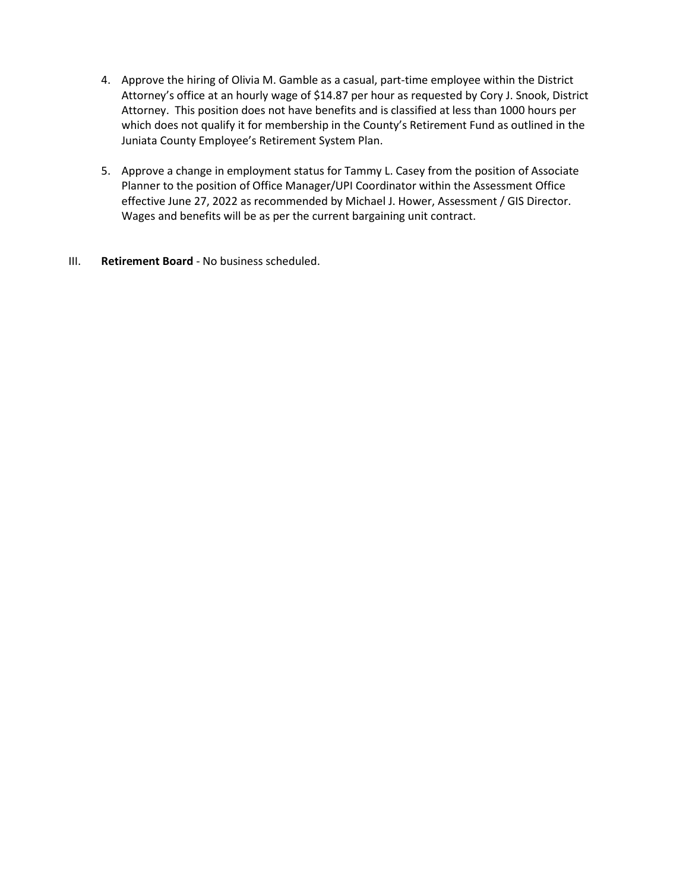4. Approve the hiring of Olivia M. Gamble as a casual, part-time employee within the District Attorney's office at an hourly wage of $14.87 per hour as requested by Cory J. Snook, District Attorney. This position does not have benefits and is classified at less than 1000 hours per which does not qualify it for membership in the County's Retirement Fund as outlined in the Juniata County Employee's Retirement System Plan.

5. Approve a change in employment status for Tammy L. Casey from the position of Associate Planner to the position of Office Manager/UPI Coordinator within the Assessment Office effective June 27, 2022 as recommended by Michael J. Hower, Assessment / GIS Director. Wages and benefits will be as per the current bargaining unit contract.

III. **Retirement Board** - No business scheduled.